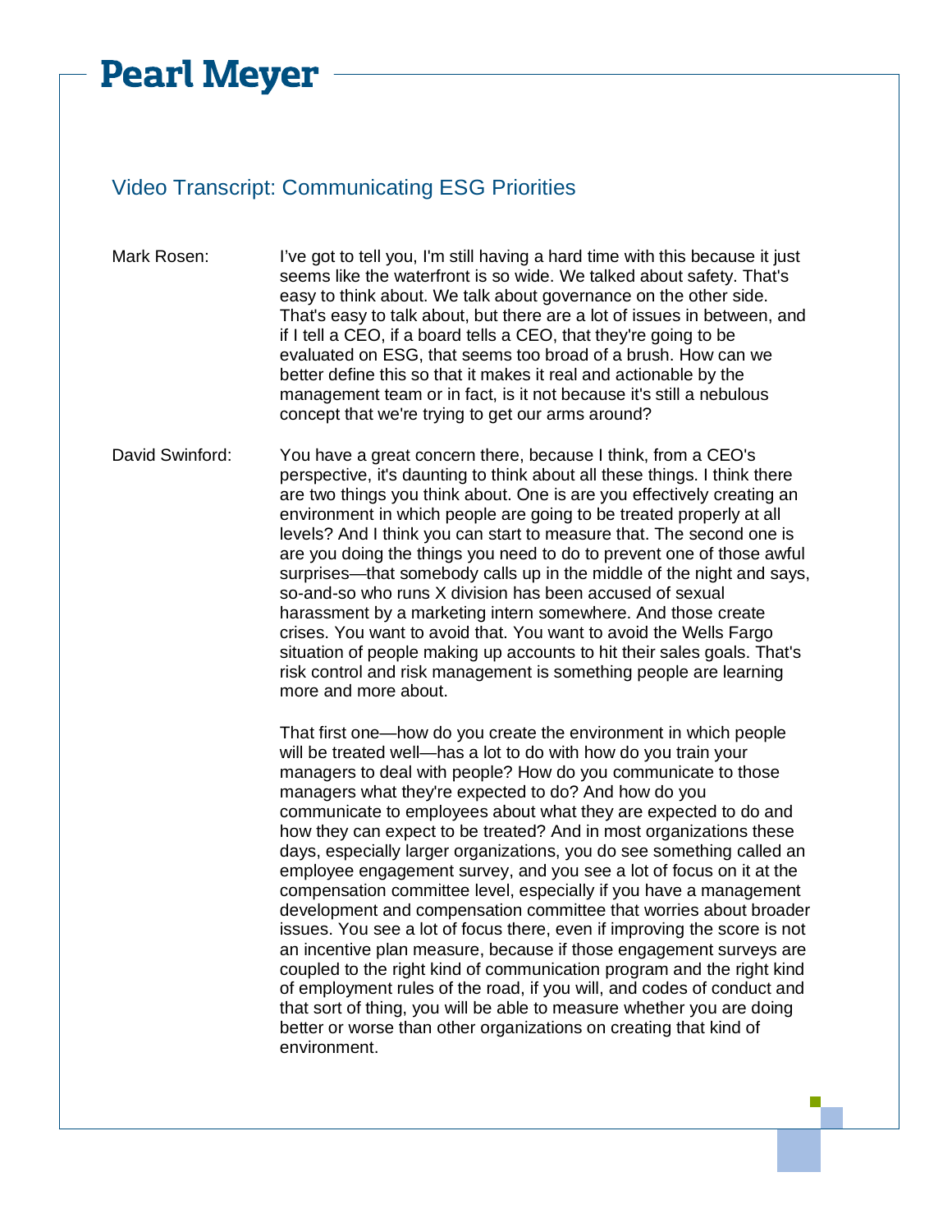# Pearl Meyer

## Video Transcript: Communicating ESG Priorities

**Mark Rosen:** I've got to tell you, I'm still having a hard time with this because it just seems like the waterfront is so wide. We talked about safety. That's easy to think about. We talk about governance on the other side. That's easy to talk about, but there are a lot of issues in between, and if I tell a CEO, if a board tells a CEO, that they're going to be evaluated on ESG, that seems too broad of a brush. How can we better define this so that it makes it real and actionable by the management team or in fact, is it not because it's still a nebulous concept that we're trying to get our arms around?

**David Swinford:** You have a great concern there, because I think, from a CEO's perspective, it's daunting to think about all these things. I think there are two things you think about. One is are you effectively creating an environment in which people are going to be treated properly at all levels? And I think you can start to measure that. The second one is are you doing the things you need to do to prevent one of those awful surprises—that somebody calls up in the middle of the night and says, so-and-so who runs X division has been accused of sexual harassment by a marketing intern somewhere. And those create crises. You want to avoid that. You want to avoid the Wells Fargo situation of people making up accounts to hit their sales goals. That's risk control and risk management is something people are learning more and more about.

That first one—how do you create the environment in which people will be treated well—has a lot to do with how do you train your managers to deal with people? How do you communicate to those managers what they're expected to do? And how do you communicate to employees about what they are expected to do and how they can expect to be treated? And in most organizations these days, especially larger organizations, you do see something called an employee engagement survey, and you see a lot of focus on it at the compensation committee level, especially if you have a management development and compensation committee that worries about broader issues. You see a lot of focus there, even if improving the score is not an incentive plan measure, because if those engagement surveys are coupled to the right kind of communication program and the right kind of employment rules of the road, if you will, and codes of conduct and that sort of thing, you will be able to measure whether you are doing better or worse than other organizations on creating that kind of environment.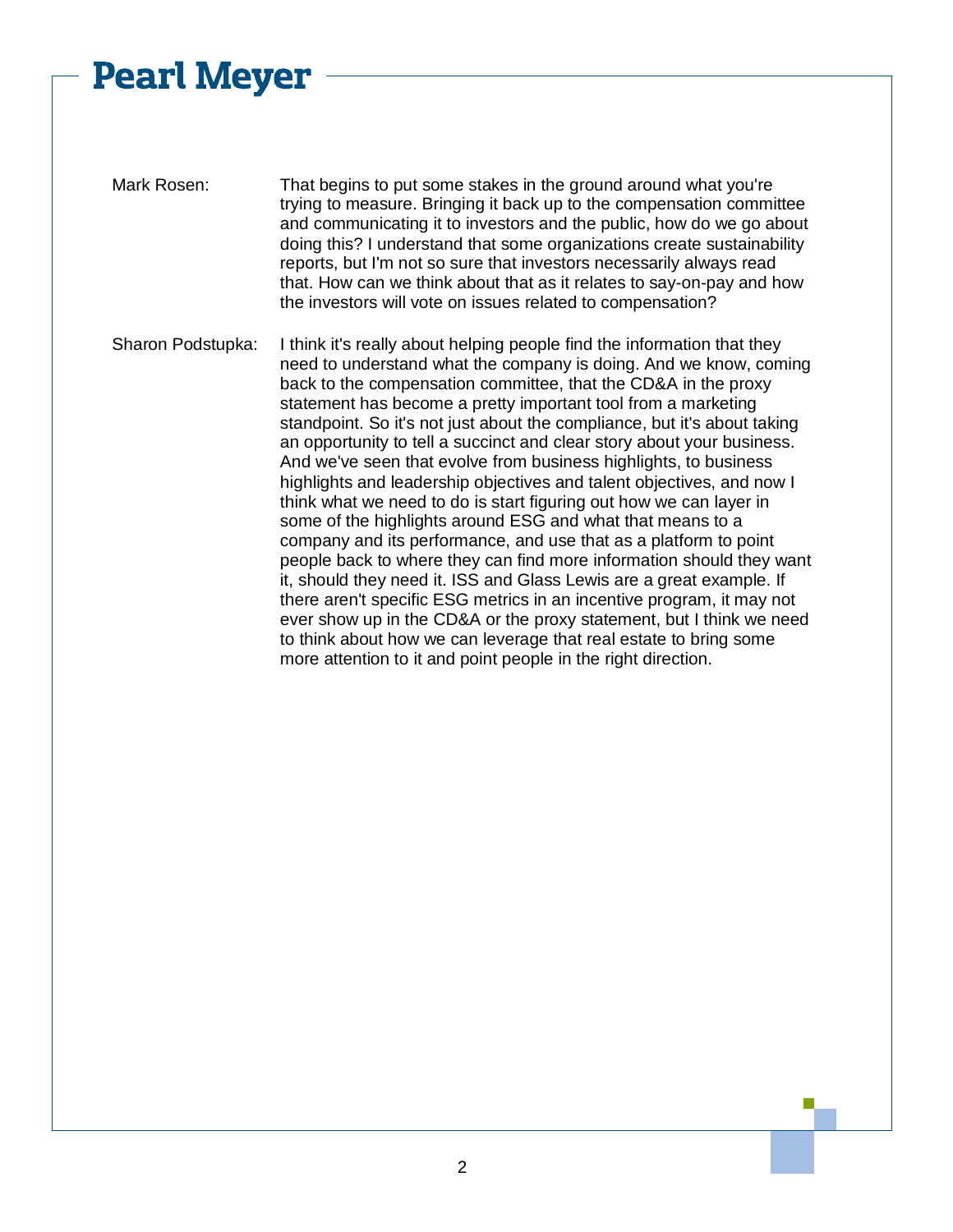**Mark Rosen:** That begins to put some stakes in the ground around what you're trying to measure. Bringing it back up to the compensation committee and communicating it to investors and the public, how do we go about doing this? I understand that some organizations create sustainability reports, but I'm not so sure that investors necessarily always read that. How can we think about that as it relates to say-on-pay and how the investors will vote on issues related to compensation?

**Sharon Podstupka:** I think it's really about helping people find the information that they need to understand what the company is doing. And we know, coming back to the compensation committee, that the CD&A in the proxy statement has become a pretty important tool from a marketing standpoint. So it's not just about the compliance, but it's about taking an opportunity to tell a succinct and clear story about your business. And we've seen that evolve from business highlights, to business highlights and leadership objectives and talent objectives, and now I think what we need to do is start figuring out how we can layer in some of the highlights around ESG and what that means to a company and its performance, and use that as a platform to point people back to where they can find more information should they want it, should they need it. ISS and Glass Lewis are a great example. If there aren't specific ESG metrics in an incentive program, it may not ever show up in the CD&A or the proxy statement, but I think we need to think about how we can leverage that real estate to bring some more attention to it and point people in the right direction.